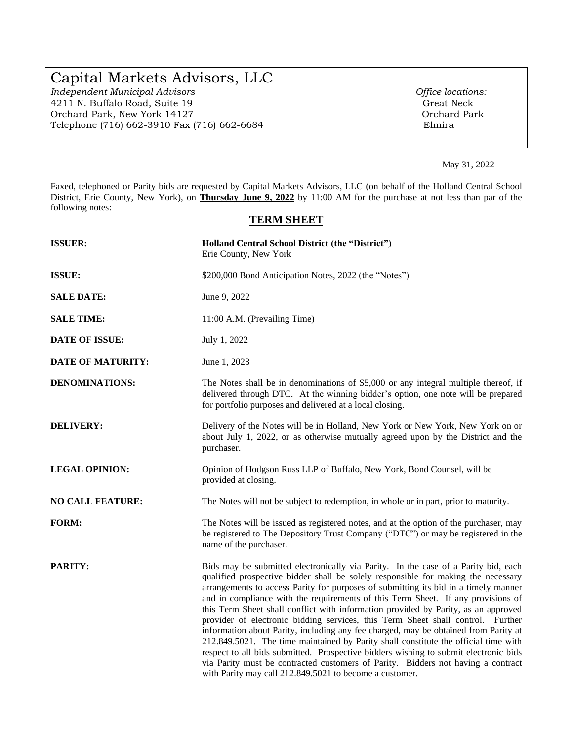# Capital Markets Advisors, LLC

*Independent Municipal Advisors*
4211 N. Buffalo Road, Suite 19
Orchard Park, New York 14127
Telephone (716) 662-3910 Fax (716) 662-6684

*Office locations:*
Great Neck
Orchard Park
Elmira

May 31, 2022

Faxed, telephoned or Parity bids are requested by Capital Markets Advisors, LLC (on behalf of the Holland Central School District, Erie County, New York), on **Thursday June 9, 2022** by 11:00 AM for the purchase at not less than par of the following notes:

## TERM SHEET

**ISSUER:** **Holland Central School District (the "District")**
Erie County, New York

**ISSUE:** $200,000 Bond Anticipation Notes, 2022 (the "Notes")

**SALE DATE:** June 9, 2022

**SALE TIME:** 11:00 A.M. (Prevailing Time)

**DATE OF ISSUE:** July 1, 2022

**DATE OF MATURITY:** June 1, 2023

**DENOMINATIONS:** The Notes shall be in denominations of $5,000 or any integral multiple thereof, if delivered through DTC. At the winning bidder's option, one note will be prepared for portfolio purposes and delivered at a local closing.

**DELIVERY:** Delivery of the Notes will be in Holland, New York or New York, New York on or about July 1, 2022, or as otherwise mutually agreed upon by the District and the purchaser.

**LEGAL OPINION:** Opinion of Hodgson Russ LLP of Buffalo, New York, Bond Counsel, will be provided at closing.

**NO CALL FEATURE:** The Notes will not be subject to redemption, in whole or in part, prior to maturity.

**FORM:** The Notes will be issued as registered notes, and at the option of the purchaser, may be registered to The Depository Trust Company ("DTC") or may be registered in the name of the purchaser.

**PARITY:** Bids may be submitted electronically via Parity. In the case of a Parity bid, each qualified prospective bidder shall be solely responsible for making the necessary arrangements to access Parity for purposes of submitting its bid in a timely manner and in compliance with the requirements of this Term Sheet. If any provisions of this Term Sheet shall conflict with information provided by Parity, as an approved provider of electronic bidding services, this Term Sheet shall control. Further information about Parity, including any fee charged, may be obtained from Parity at 212.849.5021. The time maintained by Parity shall constitute the official time with respect to all bids submitted. Prospective bidders wishing to submit electronic bids via Parity must be contracted customers of Parity. Bidders not having a contract with Parity may call 212.849.5021 to become a customer.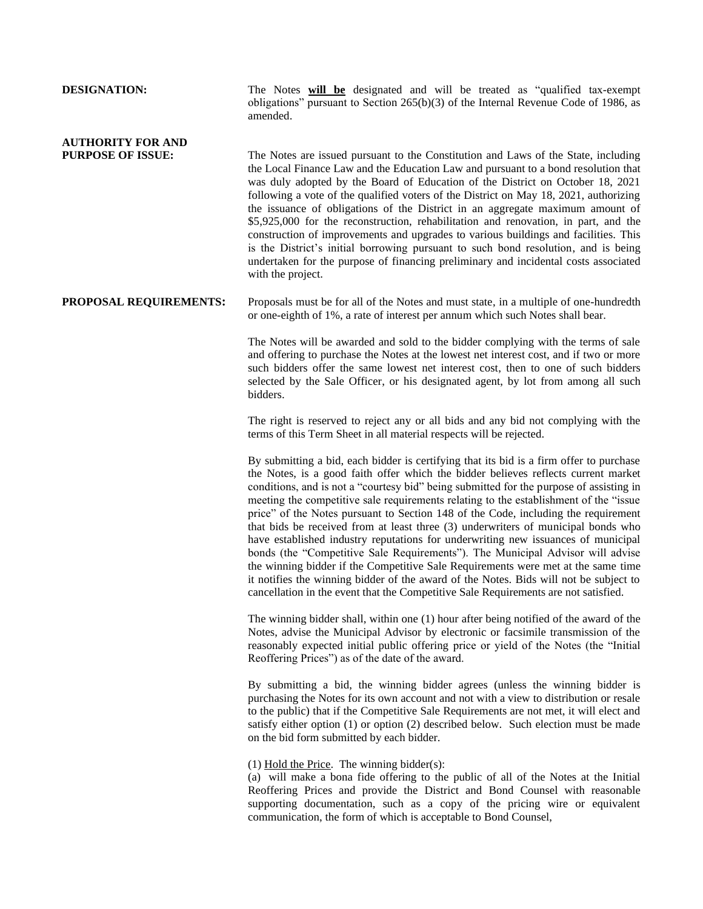**DESIGNATION:** The Notes **will be** designated and will be treated as "qualified tax-exempt obligations" pursuant to Section 265(b)(3) of the Internal Revenue Code of 1986, as amended.

**AUTHORITY FOR AND PURPOSE OF ISSUE:** The Notes are issued pursuant to the Constitution and Laws of the State, including the Local Finance Law and the Education Law and pursuant to a bond resolution that was duly adopted by the Board of Education of the District on October 18, 2021 following a vote of the qualified voters of the District on May 18, 2021, authorizing the issuance of obligations of the District in an aggregate maximum amount of $5,925,000 for the reconstruction, rehabilitation and renovation, in part, and the construction of improvements and upgrades to various buildings and facilities. This is the District's initial borrowing pursuant to such bond resolution, and is being undertaken for the purpose of financing preliminary and incidental costs associated with the project.

**PROPOSAL REQUIREMENTS:** Proposals must be for all of the Notes and must state, in a multiple of one-hundredth or one-eighth of 1%, a rate of interest per annum which such Notes shall bear.

The Notes will be awarded and sold to the bidder complying with the terms of sale and offering to purchase the Notes at the lowest net interest cost, and if two or more such bidders offer the same lowest net interest cost, then to one of such bidders selected by the Sale Officer, or his designated agent, by lot from among all such bidders.

The right is reserved to reject any or all bids and any bid not complying with the terms of this Term Sheet in all material respects will be rejected.

By submitting a bid, each bidder is certifying that its bid is a firm offer to purchase the Notes, is a good faith offer which the bidder believes reflects current market conditions, and is not a "courtesy bid" being submitted for the purpose of assisting in meeting the competitive sale requirements relating to the establishment of the "issue price" of the Notes pursuant to Section 148 of the Code, including the requirement that bids be received from at least three (3) underwriters of municipal bonds who have established industry reputations for underwriting new issuances of municipal bonds (the "Competitive Sale Requirements"). The Municipal Advisor will advise the winning bidder if the Competitive Sale Requirements were met at the same time it notifies the winning bidder of the award of the Notes. Bids will not be subject to cancellation in the event that the Competitive Sale Requirements are not satisfied.

The winning bidder shall, within one (1) hour after being notified of the award of the Notes, advise the Municipal Advisor by electronic or facsimile transmission of the reasonably expected initial public offering price or yield of the Notes (the "Initial Reoffering Prices") as of the date of the award.

By submitting a bid, the winning bidder agrees (unless the winning bidder is purchasing the Notes for its own account and not with a view to distribution or resale to the public) that if the Competitive Sale Requirements are not met, it will elect and satisfy either option (1) or option (2) described below. Such election must be made on the bid form submitted by each bidder.

(1) Hold the Price. The winning bidder(s):
(a) will make a bona fide offering to the public of all of the Notes at the Initial Reoffering Prices and provide the District and Bond Counsel with reasonable supporting documentation, such as a copy of the pricing wire or equivalent communication, the form of which is acceptable to Bond Counsel,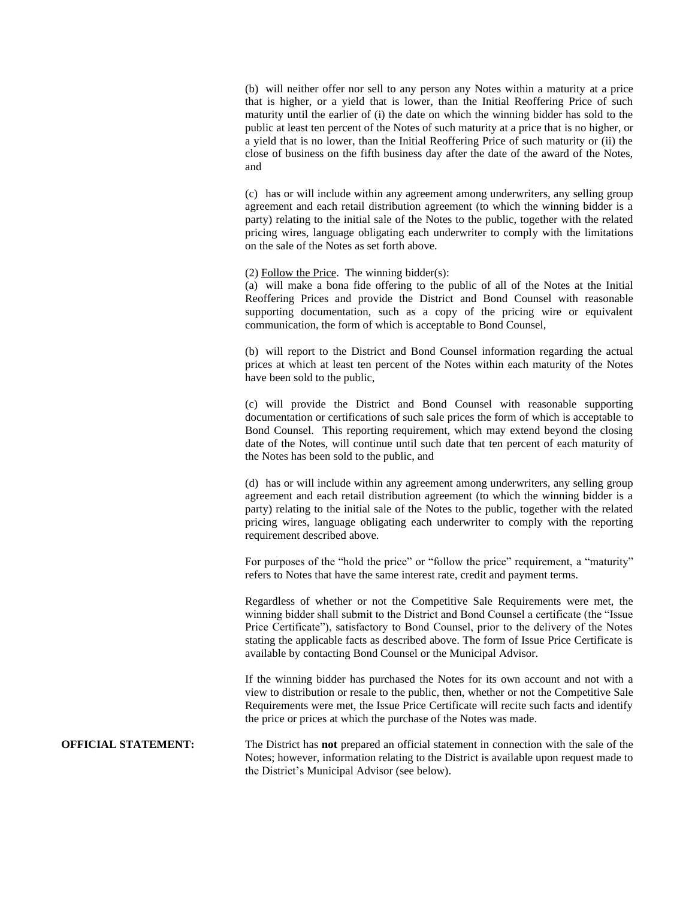(b) will neither offer nor sell to any person any Notes within a maturity at a price that is higher, or a yield that is lower, than the Initial Reoffering Price of such maturity until the earlier of (i) the date on which the winning bidder has sold to the public at least ten percent of the Notes of such maturity at a price that is no higher, or a yield that is no lower, than the Initial Reoffering Price of such maturity or (ii) the close of business on the fifth business day after the date of the award of the Notes, and

(c) has or will include within any agreement among underwriters, any selling group agreement and each retail distribution agreement (to which the winning bidder is a party) relating to the initial sale of the Notes to the public, together with the related pricing wires, language obligating each underwriter to comply with the limitations on the sale of the Notes as set forth above.

(2) Follow the Price. The winning bidder(s):

(a) will make a bona fide offering to the public of all of the Notes at the Initial Reoffering Prices and provide the District and Bond Counsel with reasonable supporting documentation, such as a copy of the pricing wire or equivalent communication, the form of which is acceptable to Bond Counsel,

(b) will report to the District and Bond Counsel information regarding the actual prices at which at least ten percent of the Notes within each maturity of the Notes have been sold to the public,

(c) will provide the District and Bond Counsel with reasonable supporting documentation or certifications of such sale prices the form of which is acceptable to Bond Counsel. This reporting requirement, which may extend beyond the closing date of the Notes, will continue until such date that ten percent of each maturity of the Notes has been sold to the public, and

(d) has or will include within any agreement among underwriters, any selling group agreement and each retail distribution agreement (to which the winning bidder is a party) relating to the initial sale of the Notes to the public, together with the related pricing wires, language obligating each underwriter to comply with the reporting requirement described above.

For purposes of the "hold the price" or "follow the price" requirement, a "maturity" refers to Notes that have the same interest rate, credit and payment terms.

Regardless of whether or not the Competitive Sale Requirements were met, the winning bidder shall submit to the District and Bond Counsel a certificate (the "Issue Price Certificate"), satisfactory to Bond Counsel, prior to the delivery of the Notes stating the applicable facts as described above. The form of Issue Price Certificate is available by contacting Bond Counsel or the Municipal Advisor.

If the winning bidder has purchased the Notes for its own account and not with a view to distribution or resale to the public, then, whether or not the Competitive Sale Requirements were met, the Issue Price Certificate will recite such facts and identify the price or prices at which the purchase of the Notes was made.

**OFFICIAL STATEMENT:** The District has **not** prepared an official statement in connection with the sale of the Notes; however, information relating to the District is available upon request made to the District's Municipal Advisor (see below).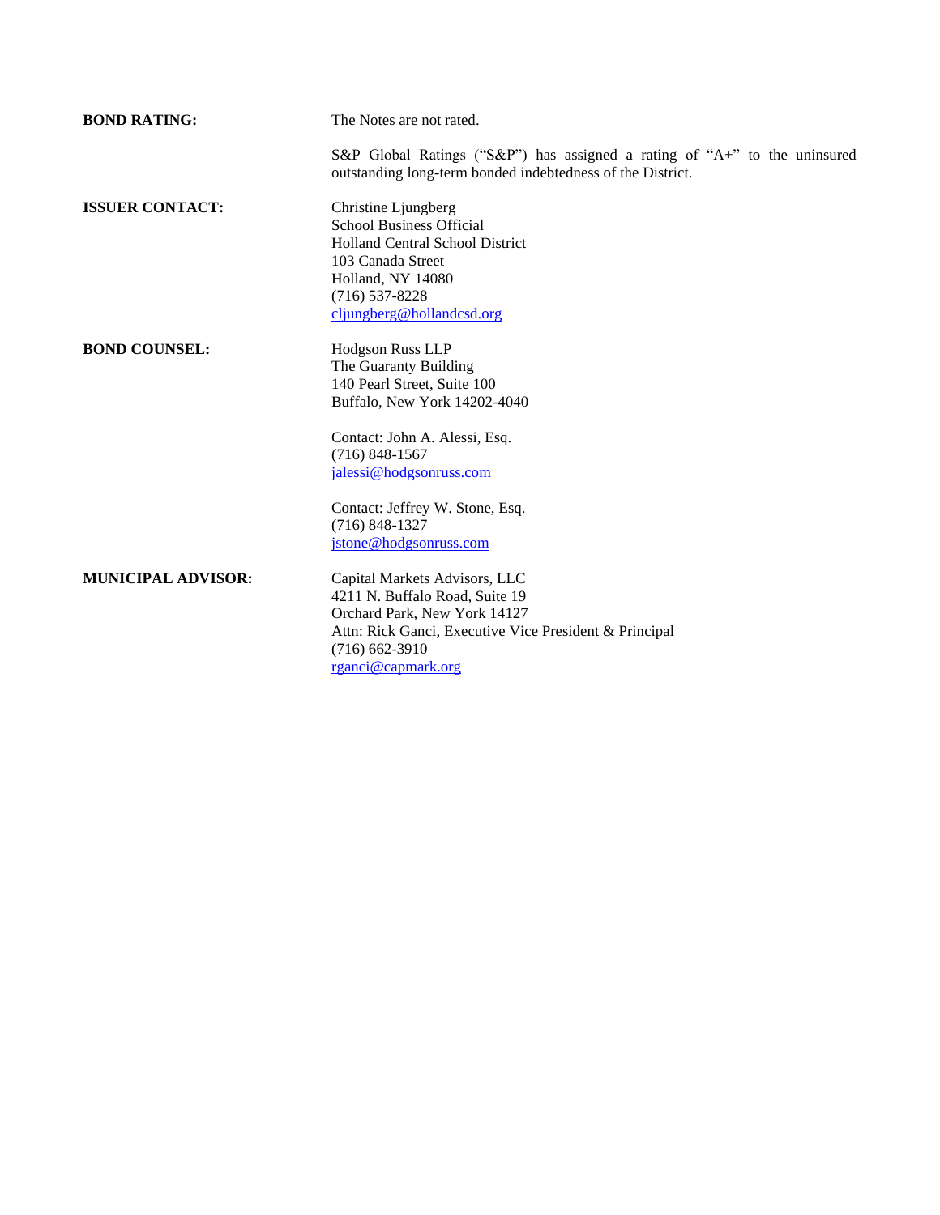**BOND RATING:**

The Notes are not rated.

S&P Global Ratings ("S&P") has assigned a rating of "A+" to the uninsured outstanding long-term bonded indebtedness of the District.

**ISSUER CONTACT:**

Christine Ljungberg
School Business Official
Holland Central School District
103 Canada Street
Holland, NY 14080
(716) 537-8228
cljungberg@hollandcsd.org

**BOND COUNSEL:**

Hodgson Russ LLP
The Guaranty Building
140 Pearl Street, Suite 100
Buffalo, New York 14202-4040

Contact: John A. Alessi, Esq.
(716) 848-1567
jalessi@hodgsonruss.com

Contact: Jeffrey W. Stone, Esq.
(716) 848-1327
jstone@hodgsonruss.com

**MUNICIPAL ADVISOR:**

Capital Markets Advisors, LLC
4211 N. Buffalo Road, Suite 19
Orchard Park, New York 14127
Attn: Rick Ganci, Executive Vice President & Principal
(716) 662-3910
rganci@capmark.org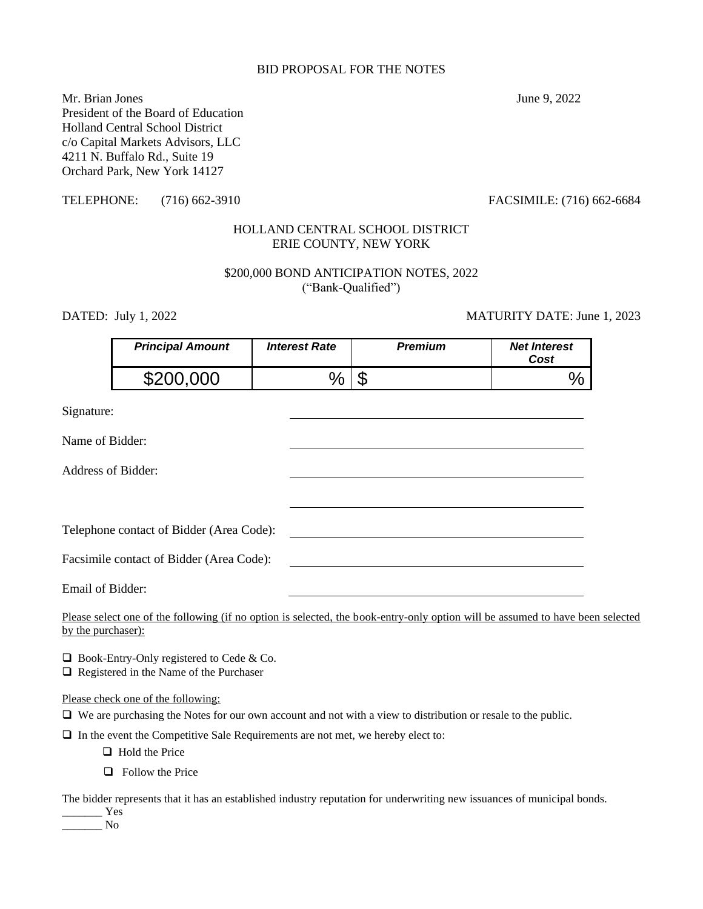BID PROPOSAL FOR THE NOTES

Mr. Brian Jones
President of the Board of Education
Holland Central School District
c/o Capital Markets Advisors, LLC
4211 N. Buffalo Rd., Suite 19
Orchard Park, New York 14127

June 9, 2022

TELEPHONE: (716) 662-3910

FACSIMILE: (716) 662-6684

HOLLAND CENTRAL SCHOOL DISTRICT
ERIE COUNTY, NEW YORK

\$200,000 BOND ANTICIPATION NOTES, 2022
("Bank-Qualified")

DATED: July 1, 2022

MATURITY DATE: June 1, 2023

| ***Principal Amount*** | ***Interest Rate*** | ***Premium*** | ***Net Interest Cost*** |
|---|---|---|---|
| \$200,000 | % | \$ | % |

Signature: \_\_\_\_\_\_\_\_\_\_\_\_\_\_\_\_\_\_\_\_\_\_\_\_\_\_\_\_\_\_\_\_\_\_\_\_\_\_\_\_

Name of Bidder: \_\_\_\_\_\_\_\_\_\_\_\_\_\_\_\_\_\_\_\_\_\_\_\_\_\_\_\_\_\_\_\_\_\_\_\_\_\_\_\_

Address of Bidder: \_\_\_\_\_\_\_\_\_\_\_\_\_\_\_\_\_\_\_\_\_\_\_\_\_\_\_\_\_\_\_\_\_\_\_\_\_\_\_\_

\_\_\_\_\_\_\_\_\_\_\_\_\_\_\_\_\_\_\_\_\_\_\_\_\_\_\_\_\_\_\_\_\_\_\_\_\_\_\_\_

Telephone contact of Bidder (Area Code): \_\_\_\_\_\_\_\_\_\_\_\_\_\_\_\_\_\_\_\_\_\_\_\_\_\_\_\_\_\_\_\_\_\_\_\_\_\_\_\_

Facsimile contact of Bidder (Area Code): \_\_\_\_\_\_\_\_\_\_\_\_\_\_\_\_\_\_\_\_\_\_\_\_\_\_\_\_\_\_\_\_\_\_\_\_\_\_\_\_

Email of Bidder: \_\_\_\_\_\_\_\_\_\_\_\_\_\_\_\_\_\_\_\_\_\_\_\_\_\_\_\_\_\_\_\_\_\_\_\_\_\_\_\_

<u>Please select one of the following (if no option is selected, the book-entry-only option will be assumed to have been selected by the purchaser):</u>

- ❑ Book-Entry-Only registered to Cede & Co.
- ❑ Registered in the Name of the Purchaser

<u>Please check one of the following:</u>

- ❑ We are purchasing the Notes for our own account and not with a view to distribution or resale to the public.
- ❑ In the event the Competitive Sale Requirements are not met, we hereby elect to:
  - ❑ Hold the Price
  - ❑ Follow the Price

The bidder represents that it has an established industry reputation for underwriting new issuances of municipal bonds.

\_\_\_\_\_\_\_ Yes

\_\_\_\_\_\_\_ No